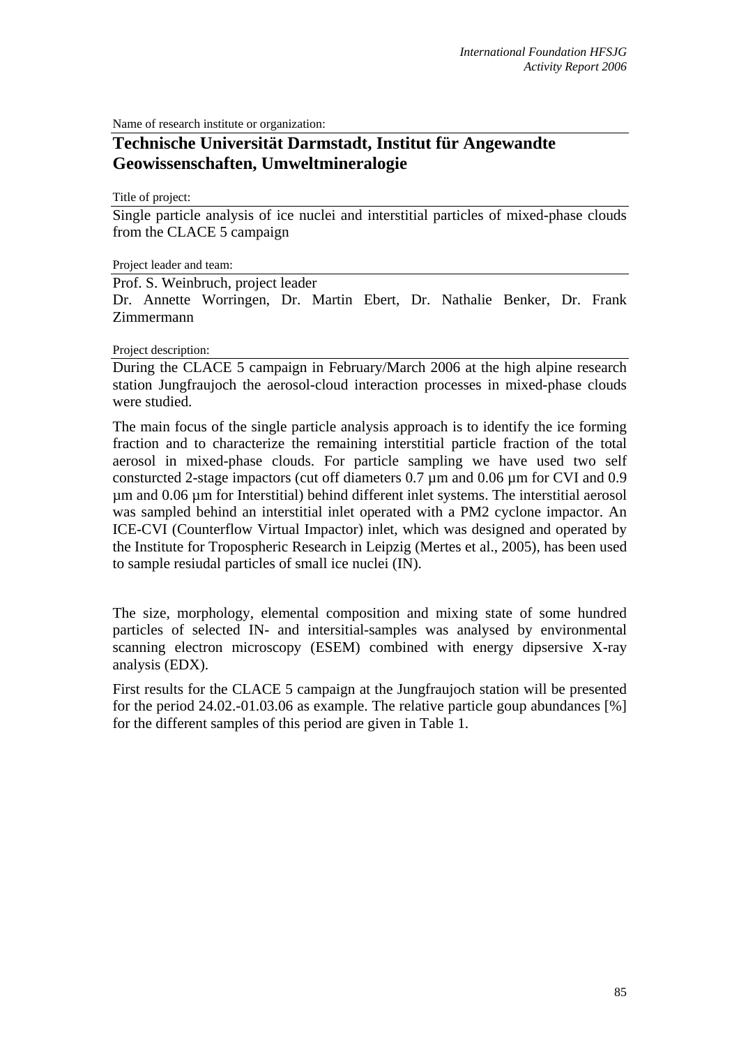Name of research institute or organization:

## Technische Universität Darmstadt, Institut für Angewandte Geowissenschaften, Umweltmineralogie

Title of project:

Single particle analysis of ice nuclei and interstitial particles of mixed-phase clouds from the CLACE 5 campaign

Project leader and team:

Prof. S. Weinbruch, project leader

Dr. Annette Worringen, Dr. Martin Ebert, Dr. Nathalie Benker, Dr. Frank Zimmermann

Project description:

During the CLACE 5 campaign in February/March 2006 at the high alpine research station Jungfraujoch the aerosol-cloud interaction processes in mixed-phase clouds were studied.

The main focus of the single particle analysis approach is to identify the ice forming fraction and to characterize the remaining interstitial particle fraction of the total aerosol in mixed-phase clouds. For particle sampling we have used two self consturcted 2-stage impactors (cut off diameters 0.7 µm and 0.06 µm for CVI and 0.9 µm and 0.06 µm for Interstitial) behind different inlet systems. The interstitial aerosol was sampled behind an interstitial inlet operated with a PM2 cyclone impactor. An ICE-CVI (Counterflow Virtual Impactor) inlet, which was designed and operated by the Institute for Tropospheric Research in Leipzig (Mertes et al., 2005), has been used to sample resiudal particles of small ice nuclei (IN).

The size, morphology, elemental composition and mixing state of some hundred particles of selected IN- and intersitial-samples was analysed by environmental scanning electron microscopy (ESEM) combined with energy dipsersive X-ray analysis (EDX).

First results for the CLACE 5 campaign at the Jungfraujoch station will be presented for the period 24.02.-01.03.06 as example. The relative particle goup abundances [%] for the different samples of this period are given in Table 1.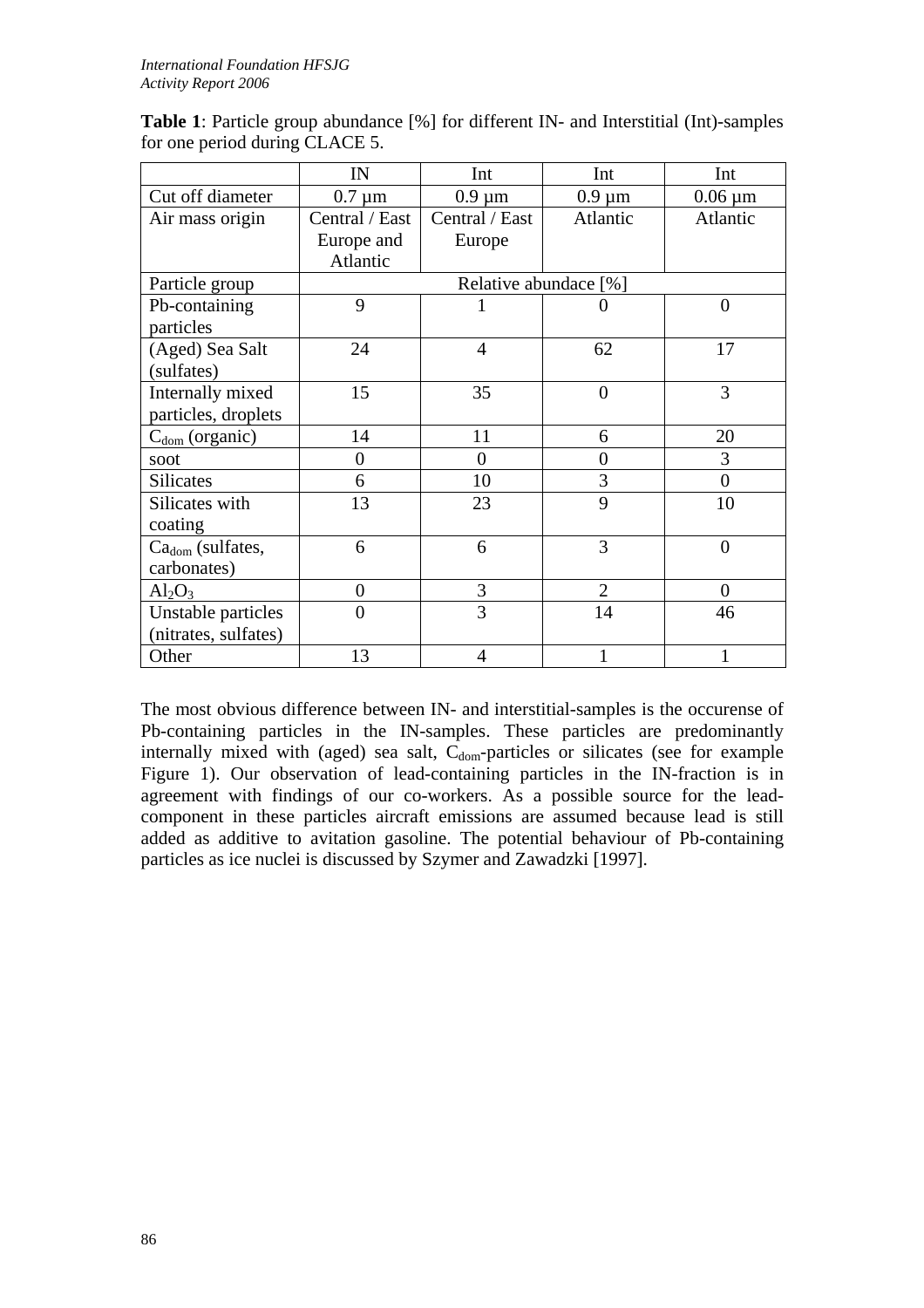**Table 1**: Particle group abundance [%] for different IN- and Interstitial (Int)-samples for one period during CLACE 5.

| | IN | Int | Int | Int |
|---|---|---|---|---|
| Cut off diameter | 0.7 µm | 0.9 µm | 0.9 µm | 0.06 µm |
| Air mass origin | Central / East Europe and Atlantic | Central / East Europe | Atlantic | Atlantic |
| Particle group | Relative abundace [%] | | | |
| Pb-containing particles | 9 | 1 | 0 | 0 |
| (Aged) Sea Salt (sulfates) | 24 | 4 | 62 | 17 |
| Internally mixed particles, droplets | 15 | 35 | 0 | 3 |
| $C_{dom}$ (organic) | 14 | 11 | 6 | 20 |
| soot | 0 | 0 | 0 | 3 |
| Silicates | 6 | 10 | 3 | 0 |
| Silicates with coating | 13 | 23 | 9 | 10 |
| $Ca_{dom}$ (sulfates, carbonates) | 6 | 6 | 3 | 0 |
| $Al_2O_3$ | 0 | 3 | 2 | 0 |
| Unstable particles (nitrates, sulfates) | 0 | 3 | 14 | 46 |
| Other | 13 | 4 | 1 | 1 |

The most obvious difference between IN- and interstitial-samples is the occurense of Pb-containing particles in the IN-samples. These particles are predominantly internally mixed with (aged) sea salt, $C_{dom}$-particles or silicates (see for example Figure 1). Our observation of lead-containing particles in the IN-fraction is in agreement with findings of our co-workers. As a possible source for the lead-component in these particles aircraft emissions are assumed because lead is still added as additive to avitation gasoline. The potential behaviour of Pb-containing particles as ice nuclei is discussed by Szymer and Zawadzki [1997].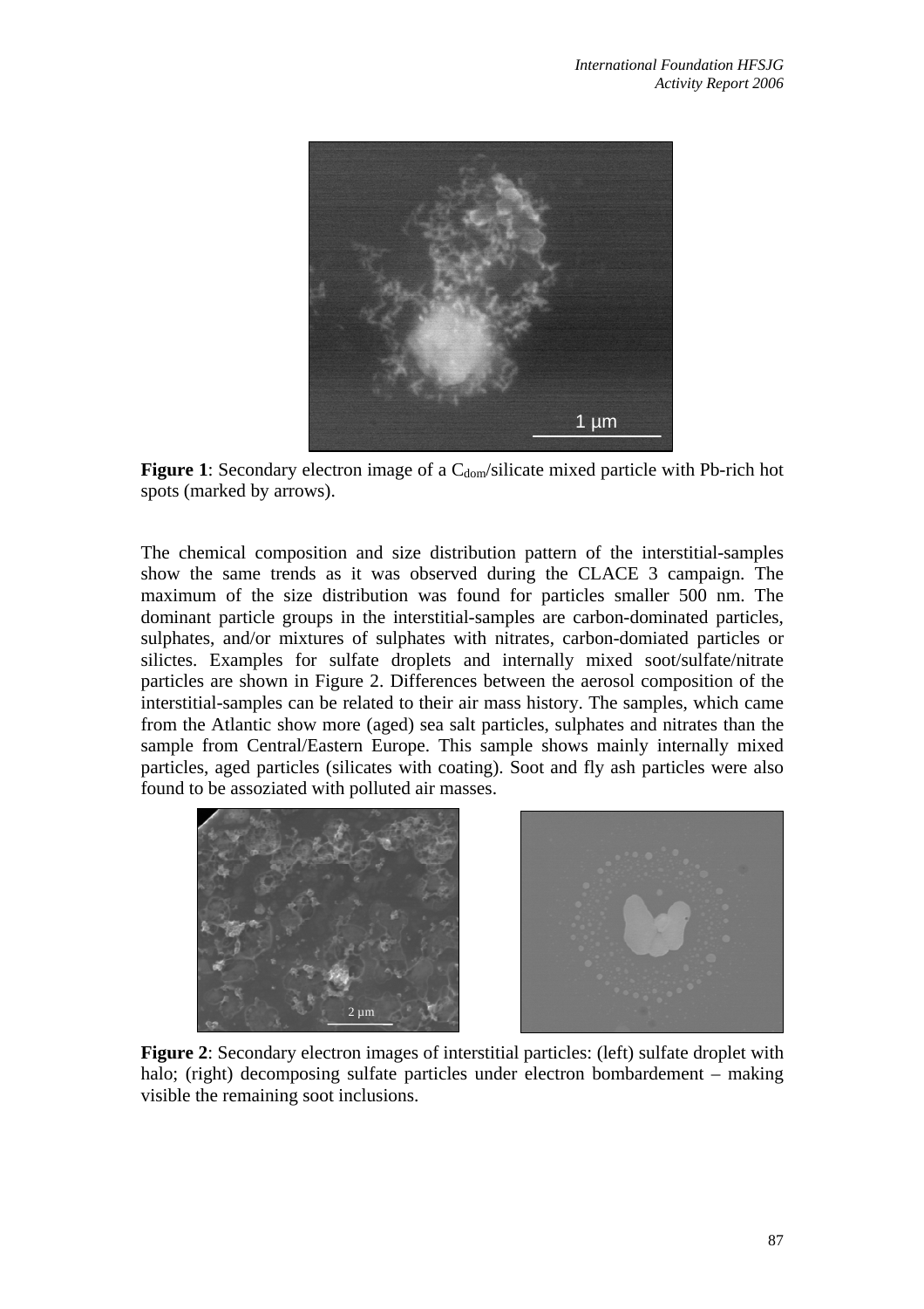**Figure 1**: Secondary electron image of a $C_{dom}$/silicate mixed particle with Pb-rich hot spots (marked by arrows).

The chemical composition and size distribution pattern of the interstitial-samples show the same trends as it was observed during the CLACE 3 campaign. The maximum of the size distribution was found for particles smaller 500 nm. The dominant particle groups in the interstitial-samples are carbon-dominated particles, sulphates, and/or mixtures of sulphates with nitrates, carbon-domiated particles or silictes. Examples for sulfate droplets and internally mixed soot/sulfate/nitrate particles are shown in Figure 2. Differences between the aerosol composition of the interstitial-samples can be related to their air mass history. The samples, which came from the Atlantic show more (aged) sea salt particles, sulphates and nitrates than the sample from Central/Eastern Europe. This sample shows mainly internally mixed particles, aged particles (silicates with coating). Soot and fly ash particles were also found to be assoziated with polluted air masses.

**Figure 2**: Secondary electron images of interstitial particles: (left) sulfate droplet with halo; (right) decomposing sulfate particles under electron bombardement – making visible the remaining soot inclusions.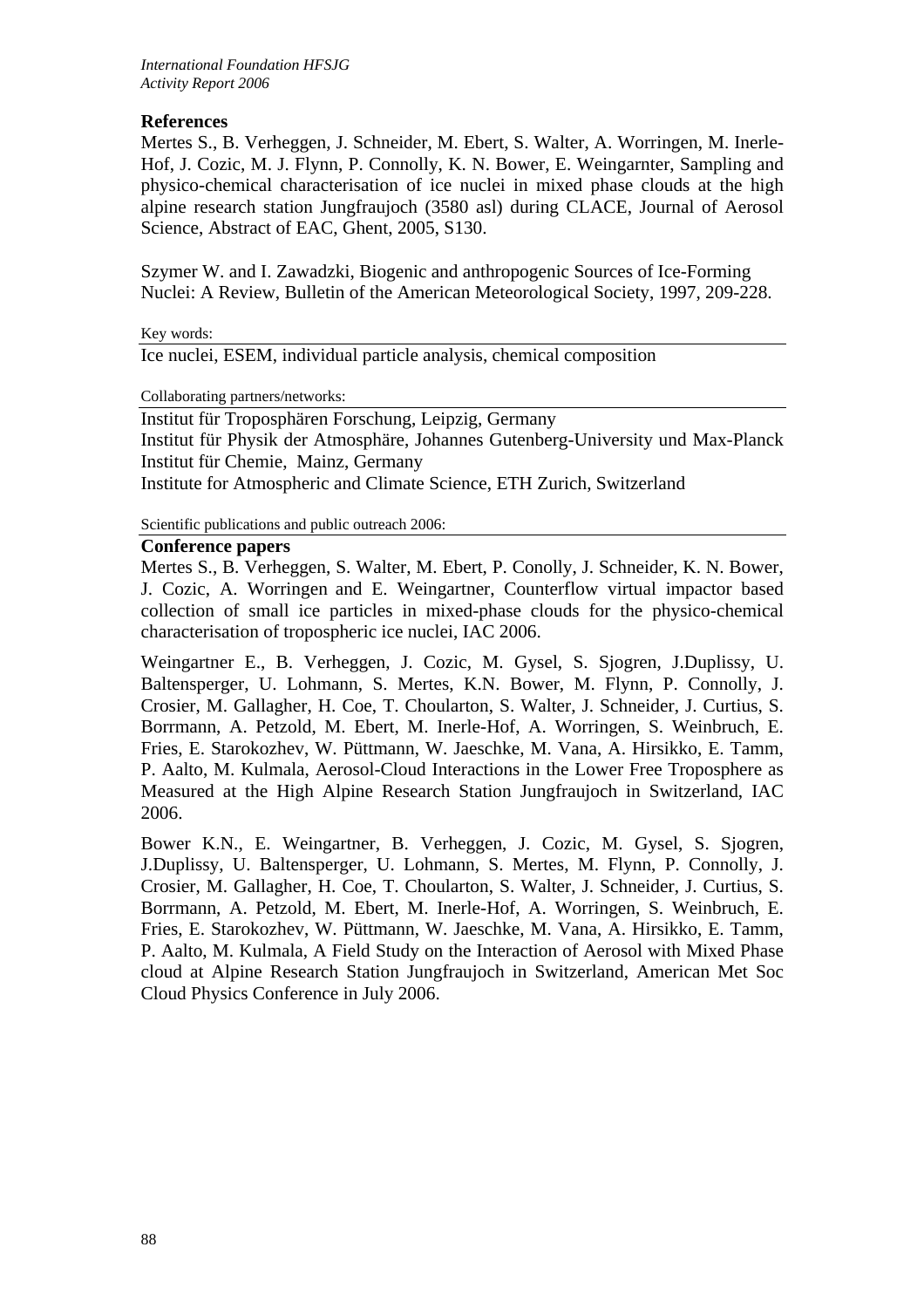### References

Mertes S., B. Verheggen, J. Schneider, M. Ebert, S. Walter, A. Worringen, M. Inerle-Hof, J. Cozic, M. J. Flynn, P. Connolly, K. N. Bower, E. Weingarnter, Sampling and physico-chemical characterisation of ice nuclei in mixed phase clouds at the high alpine research station Jungfraujoch (3580 asl) during CLACE, Journal of Aerosol Science, Abstract of EAC, Ghent, 2005, S130.

Szymer W. and I. Zawadzki, Biogenic and anthropogenic Sources of Ice-Forming Nuclei: A Review, Bulletin of the American Meteorological Society, 1997, 209-228.

Key words:

Ice nuclei, ESEM, individual particle analysis, chemical composition

Collaborating partners/networks:

Institut für Troposphären Forschung, Leipzig, Germany
Institut für Physik der Atmosphäre, Johannes Gutenberg-University und Max-Planck Institut für Chemie, Mainz, Germany
Institute for Atmospheric and Climate Science, ETH Zurich, Switzerland

Scientific publications and public outreach 2006:

**Conference papers**

Mertes S., B. Verheggen, S. Walter, M. Ebert, P. Conolly, J. Schneider, K. N. Bower, J. Cozic, A. Worringen and E. Weingartner, Counterflow virtual impactor based collection of small ice particles in mixed-phase clouds for the physico-chemical characterisation of tropospheric ice nuclei, IAC 2006.

Weingartner E., B. Verheggen, J. Cozic, M. Gysel, S. Sjogren, J.Duplissy, U. Baltensperger, U. Lohmann, S. Mertes, K.N. Bower, M. Flynn, P. Connolly, J. Crosier, M. Gallagher, H. Coe, T. Choularton, S. Walter, J. Schneider, J. Curtius, S. Borrmann, A. Petzold, M. Ebert, M. Inerle-Hof, A. Worringen, S. Weinbruch, E. Fries, E. Starokozhev, W. Püttmann, W. Jaeschke, M. Vana, A. Hirsikko, E. Tamm, P. Aalto, M. Kulmala, Aerosol-Cloud Interactions in the Lower Free Troposphere as Measured at the High Alpine Research Station Jungfraujoch in Switzerland, IAC 2006.

Bower K.N., E. Weingartner, B. Verheggen, J. Cozic, M. Gysel, S. Sjogren, J.Duplissy, U. Baltensperger, U. Lohmann, S. Mertes, M. Flynn, P. Connolly, J. Crosier, M. Gallagher, H. Coe, T. Choularton, S. Walter, J. Schneider, J. Curtius, S. Borrmann, A. Petzold, M. Ebert, M. Inerle-Hof, A. Worringen, S. Weinbruch, E. Fries, E. Starokozhev, W. Püttmann, W. Jaeschke, M. Vana, A. Hirsikko, E. Tamm, P. Aalto, M. Kulmala, A Field Study on the Interaction of Aerosol with Mixed Phase cloud at Alpine Research Station Jungfraujoch in Switzerland, American Met Soc Cloud Physics Conference in July 2006.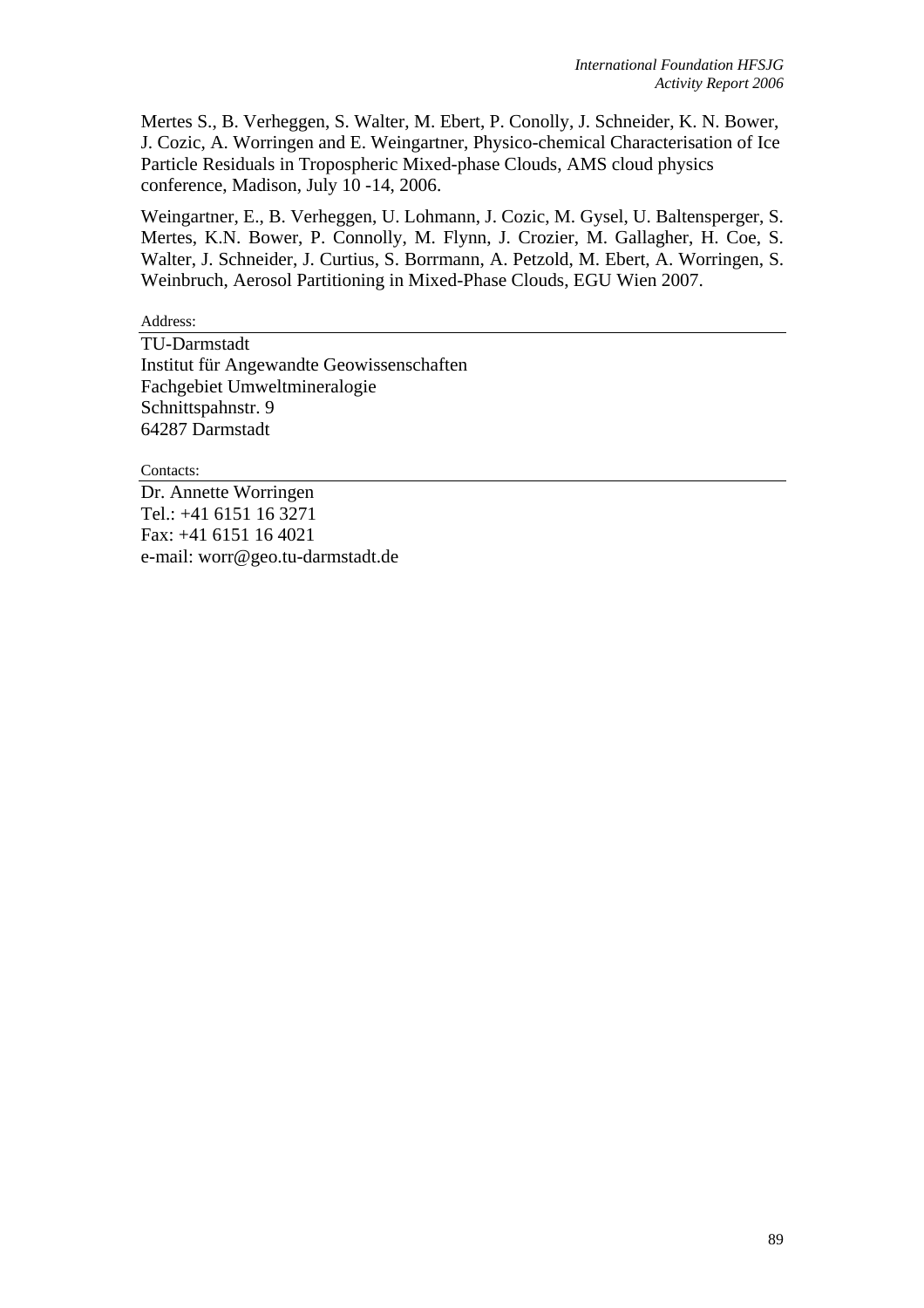Mertes S., B. Verheggen, S. Walter, M. Ebert, P. Conolly, J. Schneider, K. N. Bower, J. Cozic, A. Worringen and E. Weingartner, Physico-chemical Characterisation of Ice Particle Residuals in Tropospheric Mixed-phase Clouds, AMS cloud physics conference, Madison, July 10 -14, 2006.

Weingartner, E., B. Verheggen, U. Lohmann, J. Cozic, M. Gysel, U. Baltensperger, S. Mertes, K.N. Bower, P. Connolly, M. Flynn, J. Crozier, M. Gallagher, H. Coe, S. Walter, J. Schneider, J. Curtius, S. Borrmann, A. Petzold, M. Ebert, A. Worringen, S. Weinbruch, Aerosol Partitioning in Mixed-Phase Clouds, EGU Wien 2007.

Address:

TU-Darmstadt
Institut für Angewandte Geowissenschaften
Fachgebiet Umweltmineralogie
Schnittspahnstr. 9
64287 Darmstadt

Contacts:

Dr. Annette Worringen
Tel.: +41 6151 16 3271
Fax: +41 6151 16 4021
e-mail: worr@geo.tu-darmstadt.de